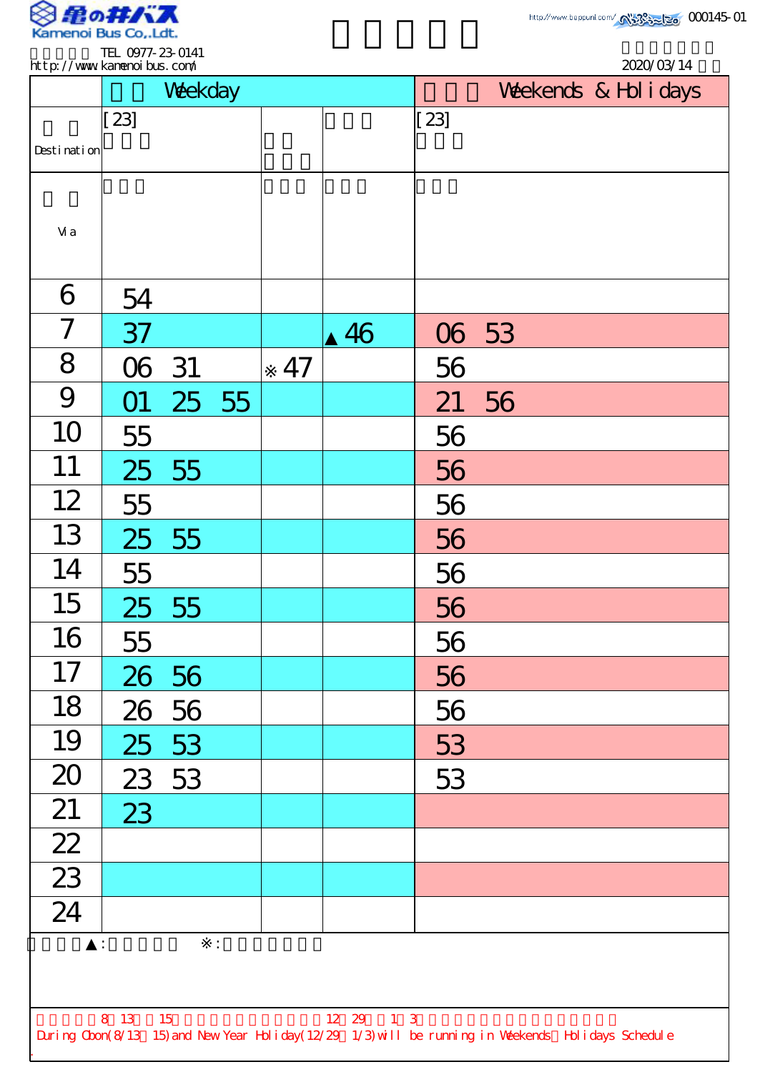Kamenoi Bus Co.,Ldt.

TEL 0977-23-0141
http://www.kamenoibus.com/

000145-01

2020/03/14

| | Weekday | | | Weekends & Holidays |
|---|---|---|---|---|
| Destination | [23] | | | [23] |
| Via | | | | |
| 6 | 54 | | | |
| 7 | 37 | | ▲46 | 06 53 |
| 8 | 06 31 | ※47 | | 56 |
| 9 | 01 25 55 | | | 21 56 |
| 10 | 55 | | | 56 |
| 11 | 25 55 | | | 56 |
| 12 | 55 | | | 56 |
| 13 | 25 55 | | | 56 |
| 14 | 55 | | | 56 |
| 15 | 25 55 | | | 56 |
| 16 | 55 | | | 56 |
| 17 | 26 56 | | | 56 |
| 18 | 26 56 | | | 56 |
| 19 | 25 53 | | | 53 |
| 20 | 23 53 | | | 53 |
| 21 | 23 | | | |
| 22 | | | | |
| 23 | | | | |
| 24 | | | | |

▲: ※:

8 13 15 12 29 1 3

During Obon(8/13 15) and New Year Holiday(12/29 1/3) will be running in Weekends Holidays Schedule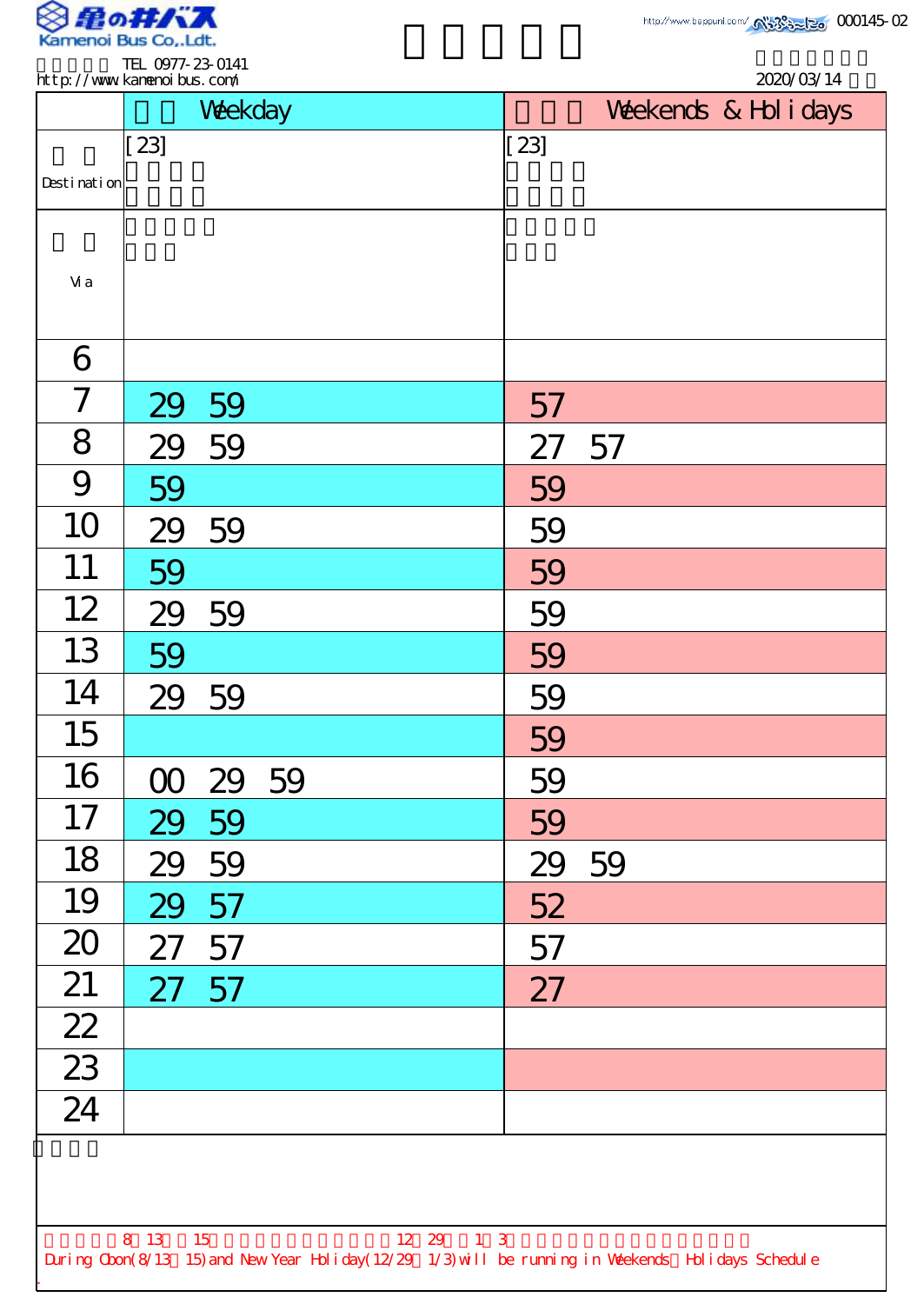Kamenoi Bus Co.,Ldt.

□□□□□ TEL 0977-23-0141
http://www.kamenoibus.com/

# □□□□□

000145-02

□□□□□□□
2020/03/14 □□

| | □□ Weekday | □□□ Weekends & Holidays |
|---|---|---|
| □□ Destination | [23] □□□□ □□□□ | [23] □□□□ □□□□ |
| □□ Via | □□□□□ □□□ | □□□□□ □□□ |
| 6 | | |
| 7 | 29 59 | 57 |
| 8 | 29 59 | 27 57 |
| 9 | 59 | 59 |
| 10 | 29 59 | 59 |
| 11 | 59 | 59 |
| 12 | 29 59 | 59 |
| 13 | 59 | 59 |
| 14 | 29 59 | 59 |
| 15 | | 59 |
| 16 | 00 29 59 | 59 |
| 17 | 29 59 | 59 |
| 18 | 29 59 | 29 59 |
| 19 | 29 57 | 52 |
| 20 | 27 57 | 57 |
| 21 | 27 57 | 27 |
| 22 | | |
| 23 | | |
| 24 | | |

□□□□

□□□□□8□13□□15□□□□□□□□□□□□□□12□29□□1□3□□□□□□□□□□□□□□□□□□
During Obon(8/13□15)and New Year Holiday(12/29□1/3)will be running in Weekends□Holidays Schedule